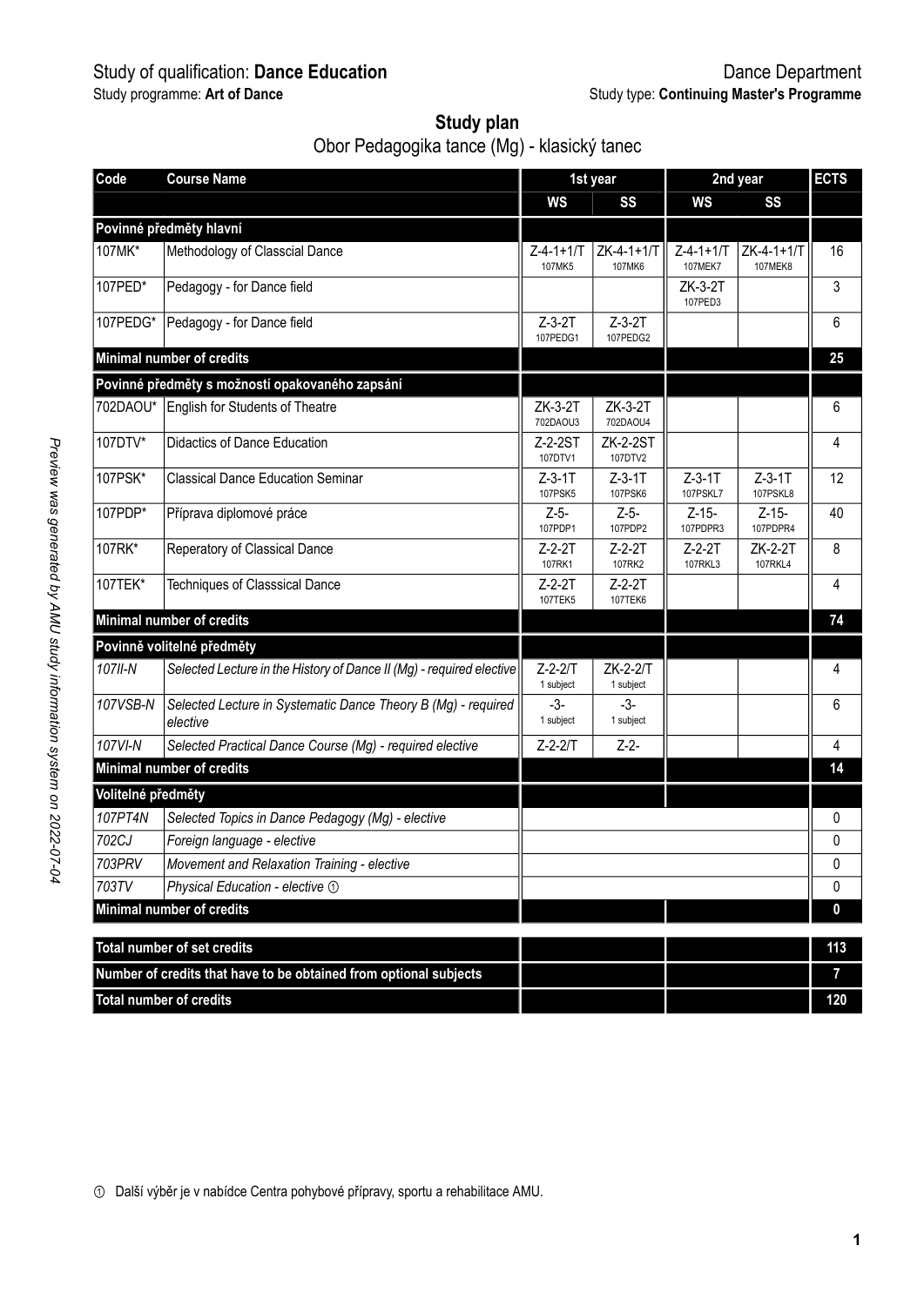Study of qualification: **Dance Education**

Dance Department

Study programme: **Art of Dance**

Study type: **Continuing Master's Programme**

## Study plan

Obor Pedagogika tance (Mg) - klasický tanec

| Code | Course Name | 1st year | | 2nd year | | ECTS |
|---|---|---|---|---|---|---|
| | | WS | SS | WS | SS | |
| **Povinné předměty hlavní** | | | | | | |
| 107MK* | Methodology of Classcial Dance | Z-4-1+1/T 107MK5 | ZK-4-1+1/T 107MK6 | Z-4-1+1/T 107MEK7 | ZK-4-1+1/T 107MEK8 | 16 |
| 107PED* | Pedagogy - for Dance field | | | ZK-3-2T 107PED3 | | 3 |
| 107PEDG* | Pedagogy - for Dance field | Z-3-2T 107PEDG1 | Z-3-2T 107PEDG2 | | | 6 |
| **Minimal number of credits** | | | | | | **25** |
| **Povinné předměty s možností opakovaného zapsání** | | | | | | |
| 702DAOU* | English for Students of Theatre | ZK-3-2T 702DAOU3 | ZK-3-2T 702DAOU4 | | | 6 |
| 107DTV* | Didactics of Dance Education | Z-2-2ST 107DTV1 | ZK-2-2ST 107DTV2 | | | 4 |
| 107PSK* | Classical Dance Education Seminar | Z-3-1T 107PSK5 | Z-3-1T 107PSK6 | Z-3-1T 107PSKL7 | Z-3-1T 107PSKL8 | 12 |
| 107PDP* | Příprava diplomové práce | Z-5- 107PDP1 | Z-5- 107PDP2 | Z-15- 107PDPR3 | Z-15- 107PDPR4 | 40 |
| 107RK* | Reperatory of Classical Dance | Z-2-2T 107RK1 | Z-2-2T 107RK2 | Z-2-2T 107RKL3 | ZK-2-2T 107RKL4 | 8 |
| 107TEK* | Techniques of Classsical Dance | Z-2-2T 107TEK5 | Z-2-2T 107TEK6 | | | 4 |
| **Minimal number of credits** | | | | | | **74** |
| **Povinně volitelné předměty** | | | | | | |
| *107II-N* | *Selected Lecture in the History of Dance II (Mg) - required elective* | Z-2-2/T 1 subject | ZK-2-2/T 1 subject | | | 4 |
| *107VSB-N* | *Selected Lecture in Systematic Dance Theory B (Mg) - required elective* | -3- 1 subject | -3- 1 subject | | | 6 |
| *107VI-N* | *Selected Practical Dance Course (Mg) - required elective* | Z-2-2/T | Z-2- | | | 4 |
| **Minimal number of credits** | | | | | | **14** |
| **Volitelné předměty** | | | | | | |
| *107PT4N* | *Selected Topics in Dance Pedagogy (Mg) - elective* | | | | | 0 |
| *702CJ* | *Foreign language - elective* | | | | | 0 |
| *703PRV* | *Movement and Relaxation Training - elective* | | | | | 0 |
| *703TV* | *Physical Education - elective* ① | | | | | 0 |
| **Minimal number of credits** | | | | | | **0** |
| **Total number of set credits** | | | | | | **113** |
| **Number of credits that have to be obtained from optional subjects** | | | | | | **7** |
| **Total number of credits** | | | | | | **120** |

① Další výběr je v nabídce Centra pohybové přípravy, sportu a rehabilitace AMU.

*Preview was generated by AMU study information system on 2022-07-04*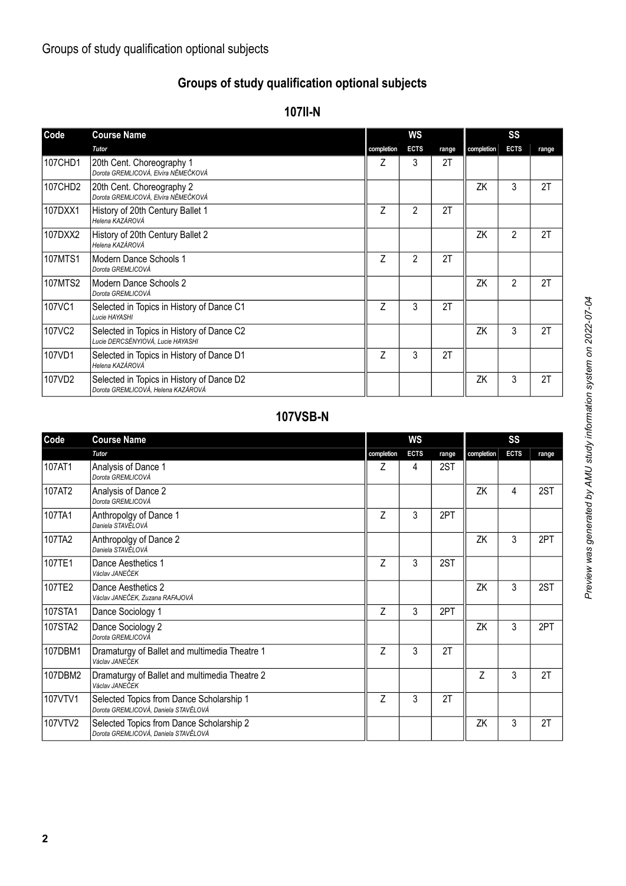Groups of study qualification optional subjects

## Groups of study qualification optional subjects

### 107II-N

| Code | Course Name | WS | | | SS | | |
|---|---|---|---|---|---|---|---|
| | *Tutor* | completion | ECTS | range | completion | ECTS | range |
| 107CHD1 | 20th Cent. Choreography 1<br>*Dorota GREMLICOVÁ, Elvíra NĚMEČKOVÁ* | Z | 3 | 2T | | | |
| 107CHD2 | 20th Cent. Choreography 2<br>*Dorota GREMLICOVÁ, Elvíra NĚMEČKOVÁ* | | | | ZK | 3 | 2T |
| 107DXX1 | History of 20th Century Ballet 1<br>*Helena KAZÁROVÁ* | Z | 2 | 2T | | | |
| 107DXX2 | History of 20th Century Ballet 2<br>*Helena KAZÁROVÁ* | | | | ZK | 2 | 2T |
| 107MTS1 | Modern Dance Schools 1<br>*Dorota GREMLICOVÁ* | Z | 2 | 2T | | | |
| 107MTS2 | Modern Dance Schools 2<br>*Dorota GREMLICOVÁ* | | | | ZK | 2 | 2T |
| 107VC1 | Selected in Topics in History of Dance C1<br>*Lucie HAYASHI* | Z | 3 | 2T | | | |
| 107VC2 | Selected in Topics in History of Dance C2<br>*Lucie DERCSÉNYIOVÁ, Lucie HAYASHI* | | | | ZK | 3 | 2T |
| 107VD1 | Selected in Topics in History of Dance D1<br>*Helena KAZÁROVÁ* | Z | 3 | 2T | | | |
| 107VD2 | Selected in Topics in History of Dance D2<br>*Dorota GREMLICOVÁ, Helena KAZÁROVÁ* | | | | ZK | 3 | 2T |

### 107VSB-N

| Code | Course Name | WS | | | SS | | |
|---|---|---|---|---|---|---|---|
| | *Tutor* | completion | ECTS | range | completion | ECTS | range |
| 107AT1 | Analysis of Dance 1<br>*Dorota GREMLICOVÁ* | Z | 4 | 2ST | | | |
| 107AT2 | Analysis of Dance 2<br>*Dorota GREMLICOVÁ* | | | | ZK | 4 | 2ST |
| 107TA1 | Anthropolgy of Dance 1<br>*Daniela STAVĚLOVÁ* | Z | 3 | 2PT | | | |
| 107TA2 | Anthropolgy of Dance 2<br>*Daniela STAVĚLOVÁ* | | | | ZK | 3 | 2PT |
| 107TE1 | Dance Aesthetics 1<br>*Václav JANEČEK* | Z | 3 | 2ST | | | |
| 107TE2 | Dance Aesthetics 2<br>*Václav JANEČEK, Zuzana RAFAJOVÁ* | | | | ZK | 3 | 2ST |
| 107STA1 | Dance Sociology 1 | Z | 3 | 2PT | | | |
| 107STA2 | Dance Sociology 2<br>*Dorota GREMLICOVÁ* | | | | ZK | 3 | 2PT |
| 107DBM1 | Dramaturgy of Ballet and multimedia Theatre 1<br>*Václav JANEČEK* | Z | 3 | 2T | | | |
| 107DBM2 | Dramaturgy of Ballet and multimedia Theatre 2<br>*Václav JANEČEK* | | | | Z | 3 | 2T |
| 107VTV1 | Selected Topics from Dance Scholarship 1<br>*Dorota GREMLICOVÁ, Daniela STAVĚLOVÁ* | Z | 3 | 2T | | | |
| 107VTV2 | Selected Topics from Dance Scholarship 2<br>*Dorota GREMLICOVÁ, Daniela STAVĚLOVÁ* | | | | ZK | 3 | 2T |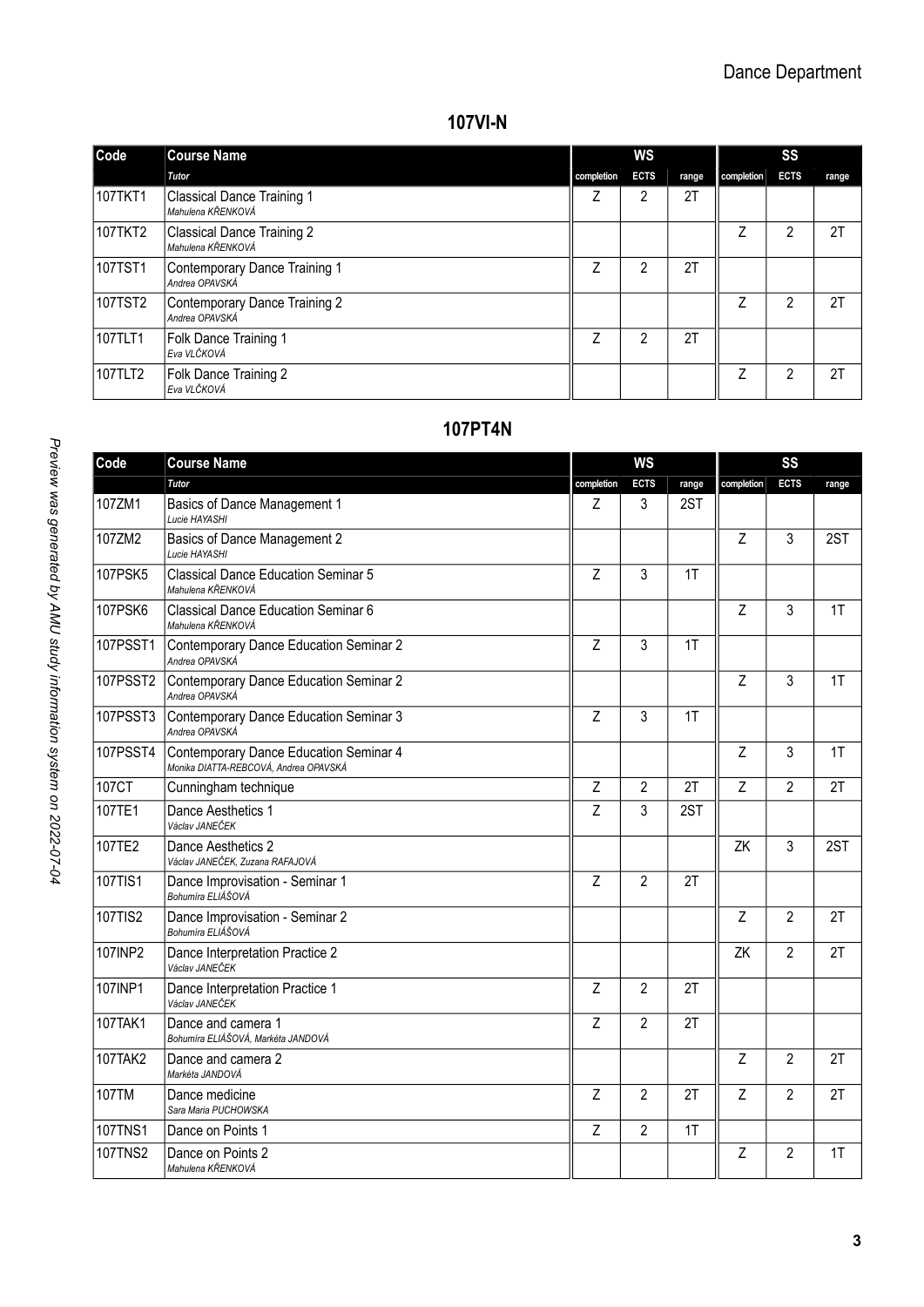# Dance Department

## 107VI-N

| Code | Course Name | WS | | | SS | | |
|---|---|---|---|---|---|---|---|
| | *Tutor* | completion | ECTS | range | completion | ECTS | range |
| 107TKT1 | Classical Dance Training 1<br>*Mahulena KŘENKOVÁ* | Z | 2 | 2T | | | |
| 107TKT2 | Classical Dance Training 2<br>*Mahulena KŘENKOVÁ* | | | | Z | 2 | 2T |
| 107TST1 | Contemporary Dance Training 1<br>*Andrea OPAVSKÁ* | Z | 2 | 2T | | | |
| 107TST2 | Contemporary Dance Training 2<br>*Andrea OPAVSKÁ* | | | | Z | 2 | 2T |
| 107TLT1 | Folk Dance Training 1<br>*Eva VLČKOVÁ* | Z | 2 | 2T | | | |
| 107TLT2 | Folk Dance Training 2<br>*Eva VLČKOVÁ* | | | | Z | 2 | 2T |

## 107PT4N

| Code | Course Name | WS | | | SS | | |
|---|---|---|---|---|---|---|---|
| | *Tutor* | completion | ECTS | range | completion | ECTS | range |
| 107ZM1 | Basics of Dance Management 1<br>*Lucie HAYASHI* | Z | 3 | 2ST | | | |
| 107ZM2 | Basics of Dance Management 2<br>*Lucie HAYASHI* | | | | Z | 3 | 2ST |
| 107PSK5 | Classical Dance Education Seminar 5<br>*Mahulena KŘENKOVÁ* | Z | 3 | 1T | | | |
| 107PSK6 | Classical Dance Education Seminar 6<br>*Mahulena KŘENKOVÁ* | | | | Z | 3 | 1T |
| 107PSST1 | Contemporary Dance Education Seminar 2<br>*Andrea OPAVSKÁ* | Z | 3 | 1T | | | |
| 107PSST2 | Contemporary Dance Education Seminar 2<br>*Andrea OPAVSKÁ* | | | | Z | 3 | 1T |
| 107PSST3 | Contemporary Dance Education Seminar 3<br>*Andrea OPAVSKÁ* | Z | 3 | 1T | | | |
| 107PSST4 | Contemporary Dance Education Seminar 4<br>*Monika DIATTA-REBCOVÁ, Andrea OPAVSKÁ* | | | | Z | 3 | 1T |
| 107CT | Cunningham technique | Z | 2 | 2T | Z | 2 | 2T |
| 107TE1 | Dance Aesthetics 1<br>*Václav JANEČEK* | Z | 3 | 2ST | | | |
| 107TE2 | Dance Aesthetics 2<br>*Václav JANEČEK, Zuzana RAFAJOVÁ* | | | | ZK | 3 | 2ST |
| 107TIS1 | Dance Improvisation - Seminar 1<br>*Bohumíra ELIÁŠOVÁ* | Z | 2 | 2T | | | |
| 107TIS2 | Dance Improvisation - Seminar 2<br>*Bohumíra ELIÁŠOVÁ* | | | | Z | 2 | 2T |
| 107INP2 | Dance Interpretation Practice 2<br>*Václav JANEČEK* | | | | ZK | 2 | 2T |
| 107INP1 | Dance Interpretation Practice 1<br>*Václav JANEČEK* | Z | 2 | 2T | | | |
| 107TAK1 | Dance and camera 1<br>*Bohumíra ELIÁŠOVÁ, Markéta JANDOVÁ* | Z | 2 | 2T | | | |
| 107TAK2 | Dance and camera 2<br>*Markéta JANDOVÁ* | | | | Z | 2 | 2T |
| 107TM | Dance medicine<br>*Sara Maria PUCHOWSKA* | Z | 2 | 2T | Z | 2 | 2T |
| 107TNS1 | Dance on Points 1 | Z | 2 | 1T | | | |
| 107TNS2 | Dance on Points 2<br>*Mahulena KŘENKOVÁ* | | | | Z | 2 | 1T |

*Preview was generated by AMU study information system on 2022-07-04*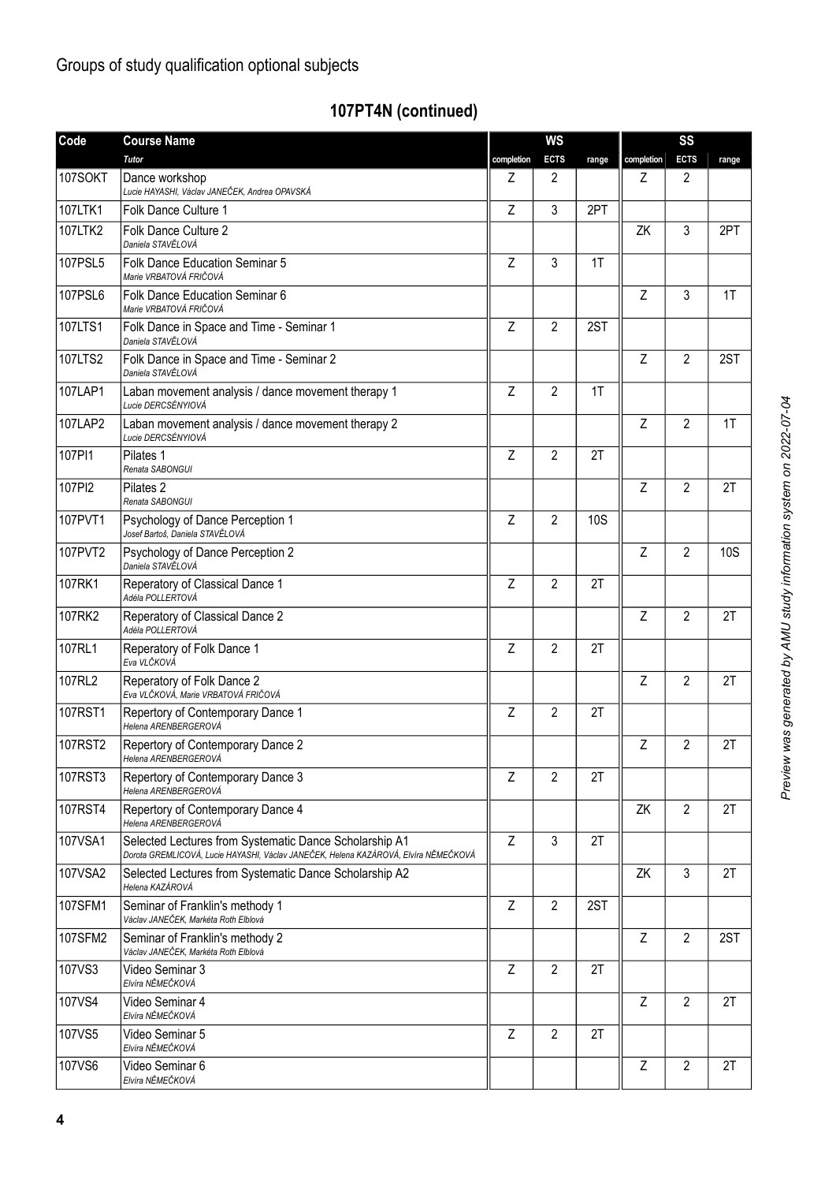## Groups of study qualification optional subjects

### 107PT4N (continued)

| Code | Course Name | WS | | | SS | | |
|---|---|---|---|---|---|---|---|
| | *Tutor* | completion | ECTS | range | completion | ECTS | range |
| 107SOKT | Dance workshop<br>*Lucie HAYASHI, Václav JANEČEK, Andrea OPAVSKÁ* | Z | 2 | | Z | 2 | |
| 107LTK1 | Folk Dance Culture 1 | Z | 3 | 2PT | | | |
| 107LTK2 | Folk Dance Culture 2<br>*Daniela STAVĚLOVÁ* | | | | ZK | 3 | 2PT |
| 107PSL5 | Folk Dance Education Seminar 5<br>*Marie VRBATOVÁ FRIČOVÁ* | Z | 3 | 1T | | | |
| 107PSL6 | Folk Dance Education Seminar 6<br>*Marie VRBATOVÁ FRIČOVÁ* | | | | Z | 3 | 1T |
| 107LTS1 | Folk Dance in Space and Time - Seminar 1<br>*Daniela STAVĚLOVÁ* | Z | 2 | 2ST | | | |
| 107LTS2 | Folk Dance in Space and Time - Seminar 2<br>*Daniela STAVĚLOVÁ* | | | | Z | 2 | 2ST |
| 107LAP1 | Laban movement analysis / dance movement therapy 1<br>*Lucie DERCSÉNYIOVÁ* | Z | 2 | 1T | | | |
| 107LAP2 | Laban movement analysis / dance movement therapy 2<br>*Lucie DERCSÉNYIOVÁ* | | | | Z | 2 | 1T |
| 107PI1 | Pilates 1<br>*Renata SABONGUI* | Z | 2 | 2T | | | |
| 107PI2 | Pilates 2<br>*Renata SABONGUI* | | | | Z | 2 | 2T |
| 107PVT1 | Psychology of Dance Perception 1<br>*Josef Bartoš, Daniela STAVĚLOVÁ* | Z | 2 | 10S | | | |
| 107PVT2 | Psychology of Dance Perception 2<br>*Daniela STAVĚLOVÁ* | | | | Z | 2 | 10S |
| 107RK1 | Reperatory of Classical Dance 1<br>*Adéla POLLERTOVÁ* | Z | 2 | 2T | | | |
| 107RK2 | Reperatory of Classical Dance 2<br>*Adéla POLLERTOVÁ* | | | | Z | 2 | 2T |
| 107RL1 | Reperatory of Folk Dance 1<br>*Eva VLČKOVÁ* | Z | 2 | 2T | | | |
| 107RL2 | Reperatory of Folk Dance 2<br>*Eva VLČKOVÁ, Marie VRBATOVÁ FRIČOVÁ* | | | | Z | 2 | 2T |
| 107RST1 | Repertory of Contemporary Dance 1<br>*Helena ARENBERGEROVÁ* | Z | 2 | 2T | | | |
| 107RST2 | Repertory of Contemporary Dance 2<br>*Helena ARENBERGEROVÁ* | | | | Z | 2 | 2T |
| 107RST3 | Repertory of Contemporary Dance 3<br>*Helena ARENBERGEROVÁ* | Z | 2 | 2T | | | |
| 107RST4 | Repertory of Contemporary Dance 4<br>*Helena ARENBERGEROVÁ* | | | | ZK | 2 | 2T |
| 107VSA1 | Selected Lectures from Systematic Dance Scholarship A1<br>*Dorota GREMLICOVÁ, Lucie HAYASHI, Václav JANEČEK, Helena KAZÁROVÁ, Elvíra NĚMEČKOVÁ* | Z | 3 | 2T | | | |
| 107VSA2 | Selected Lectures from Systematic Dance Scholarship A2<br>*Helena KAZÁROVÁ* | | | | ZK | 3 | 2T |
| 107SFM1 | Seminar of Franklin's methody 1<br>*Václav JANEČEK, Markéta Roth Elblová* | Z | 2 | 2ST | | | |
| 107SFM2 | Seminar of Franklin's methody 2<br>*Václav JANEČEK, Markéta Roth Elblová* | | | | Z | 2 | 2ST |
| 107VS3 | Video Seminar 3<br>*Elvíra NĚMEČKOVÁ* | Z | 2 | 2T | | | |
| 107VS4 | Video Seminar 4<br>*Elvíra NĚMEČKOVÁ* | | | | Z | 2 | 2T |
| 107VS5 | Video Seminar 5<br>*Elvíra NĚMEČKOVÁ* | Z | 2 | 2T | | | |
| 107VS6 | Video Seminar 6<br>*Elvíra NĚMEČKOVÁ* | | | | Z | 2 | 2T |